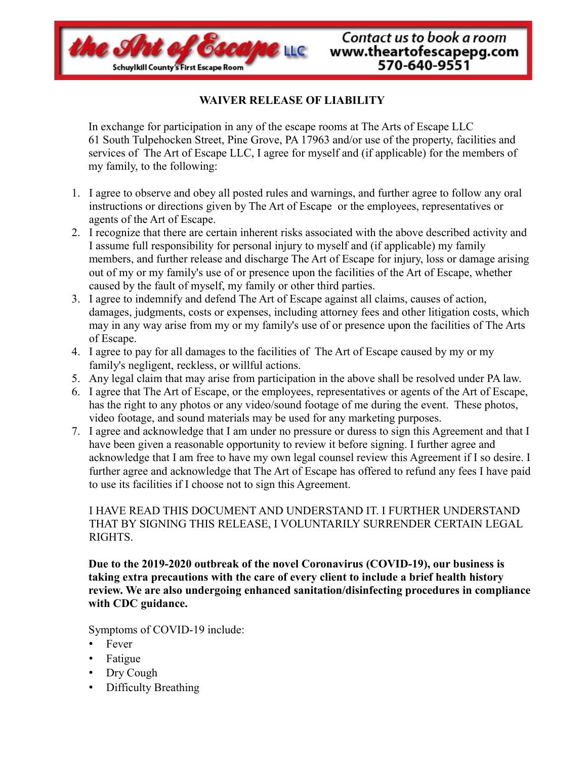the Art of Escape LLC
Schuylkill County's First Escape Room

Contact us to book a room
www.theartofescapepg.com
570-640-9551

## WAIVER RELEASE OF LIABILITY

In exchange for participation in any of the escape rooms at The Arts of Escape LLC 61 South Tulpehocken Street, Pine Grove, PA 17963 and/or use of the property, facilities and services of The Art of Escape LLC, I agree for myself and (if applicable) for the members of my family, to the following:

1. I agree to observe and obey all posted rules and warnings, and further agree to follow any oral instructions or directions given by The Art of Escape or the employees, representatives or agents of the Art of Escape.
2. I recognize that there are certain inherent risks associated with the above described activity and I assume full responsibility for personal injury to myself and (if applicable) my family members, and further release and discharge The Art of Escape for injury, loss or damage arising out of my or my family's use of or presence upon the facilities of the Art of Escape, whether caused by the fault of myself, my family or other third parties.
3. I agree to indemnify and defend The Art of Escape against all claims, causes of action, damages, judgments, costs or expenses, including attorney fees and other litigation costs, which may in any way arise from my or my family's use of or presence upon the facilities of The Arts of Escape.
4. I agree to pay for all damages to the facilities of The Art of Escape caused by my or my family's negligent, reckless, or willful actions.
5. Any legal claim that may arise from participation in the above shall be resolved under PA law.
6. I agree that The Art of Escape, or the employees, representatives or agents of the Art of Escape, has the right to any photos or any video/sound footage of me during the event. These photos, video footage, and sound materials may be used for any marketing purposes.
7. I agree and acknowledge that I am under no pressure or duress to sign this Agreement and that I have been given a reasonable opportunity to review it before signing. I further agree and acknowledge that I am free to have my own legal counsel review this Agreement if I so desire. I further agree and acknowledge that The Art of Escape has offered to refund any fees I have paid to use its facilities if I choose not to sign this Agreement.

I HAVE READ THIS DOCUMENT AND UNDERSTAND IT. I FURTHER UNDERSTAND THAT BY SIGNING THIS RELEASE, I VOLUNTARILY SURRENDER CERTAIN LEGAL RIGHTS.

**Due to the 2019-2020 outbreak of the novel Coronavirus (COVID-19), our business is taking extra precautions with the care of every client to include a brief health history review. We are also undergoing enhanced sanitation/disinfecting procedures in compliance with CDC guidance.**

Symptoms of COVID-19 include:

- Fever
- Fatigue
- Dry Cough
- Difficulty Breathing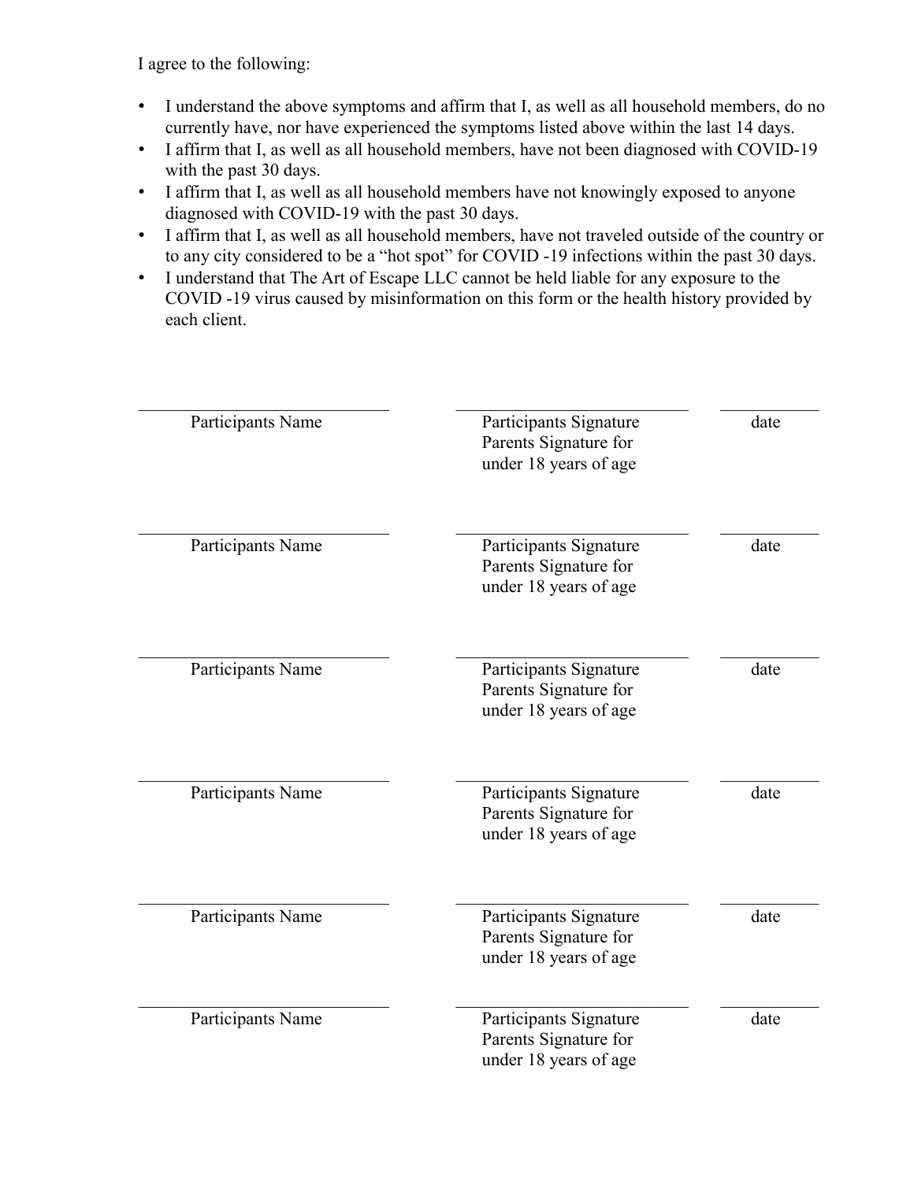I agree to the following:

- I understand the above symptoms and affirm that I, as well as all household members, do no currently have, nor have experienced the symptoms listed above within the last 14 days.
- I affirm that I, as well as all household members, have not been diagnosed with COVID-19 with the past 30 days.
- I affirm that I, as well as all household members have not knowingly exposed to anyone diagnosed with COVID-19 with the past 30 days.
- I affirm that I, as well as all household members, have not traveled outside of the country or to any city considered to be a "hot spot" for COVID -19 infections within the past 30 days.
- I understand that The Art of Escape LLC cannot be held liable for any exposure to the COVID -19 virus caused by misinformation on this form or the health history provided by each client.

| | | |
|---|---|---|
| \_\_\_\_\_\_\_\_\_\_\_\_\_\_\_\_\_\_\_\_\_\_\_\_ Participants Name | \_\_\_\_\_\_\_\_\_\_\_\_\_\_\_\_\_\_\_\_\_\_\_\_ Participants Signature Parents Signature for under 18 years of age | \_\_\_\_\_\_\_\_\_\_ date |
| \_\_\_\_\_\_\_\_\_\_\_\_\_\_\_\_\_\_\_\_\_\_\_\_ Participants Name | \_\_\_\_\_\_\_\_\_\_\_\_\_\_\_\_\_\_\_\_\_\_\_\_ Participants Signature Parents Signature for under 18 years of age | \_\_\_\_\_\_\_\_\_\_ date |
| \_\_\_\_\_\_\_\_\_\_\_\_\_\_\_\_\_\_\_\_\_\_\_\_ Participants Name | \_\_\_\_\_\_\_\_\_\_\_\_\_\_\_\_\_\_\_\_\_\_\_\_ Participants Signature Parents Signature for under 18 years of age | \_\_\_\_\_\_\_\_\_\_ date |
| \_\_\_\_\_\_\_\_\_\_\_\_\_\_\_\_\_\_\_\_\_\_\_\_ Participants Name | \_\_\_\_\_\_\_\_\_\_\_\_\_\_\_\_\_\_\_\_\_\_\_\_ Participants Signature Parents Signature for under 18 years of age | \_\_\_\_\_\_\_\_\_\_ date |
| \_\_\_\_\_\_\_\_\_\_\_\_\_\_\_\_\_\_\_\_\_\_\_\_ Participants Name | \_\_\_\_\_\_\_\_\_\_\_\_\_\_\_\_\_\_\_\_\_\_\_\_ Participants Signature Parents Signature for under 18 years of age | \_\_\_\_\_\_\_\_\_\_ date |
| \_\_\_\_\_\_\_\_\_\_\_\_\_\_\_\_\_\_\_\_\_\_\_\_ Participants Name | \_\_\_\_\_\_\_\_\_\_\_\_\_\_\_\_\_\_\_\_\_\_\_\_ Participants Signature Parents Signature for under 18 years of age | \_\_\_\_\_\_\_\_\_\_ date |